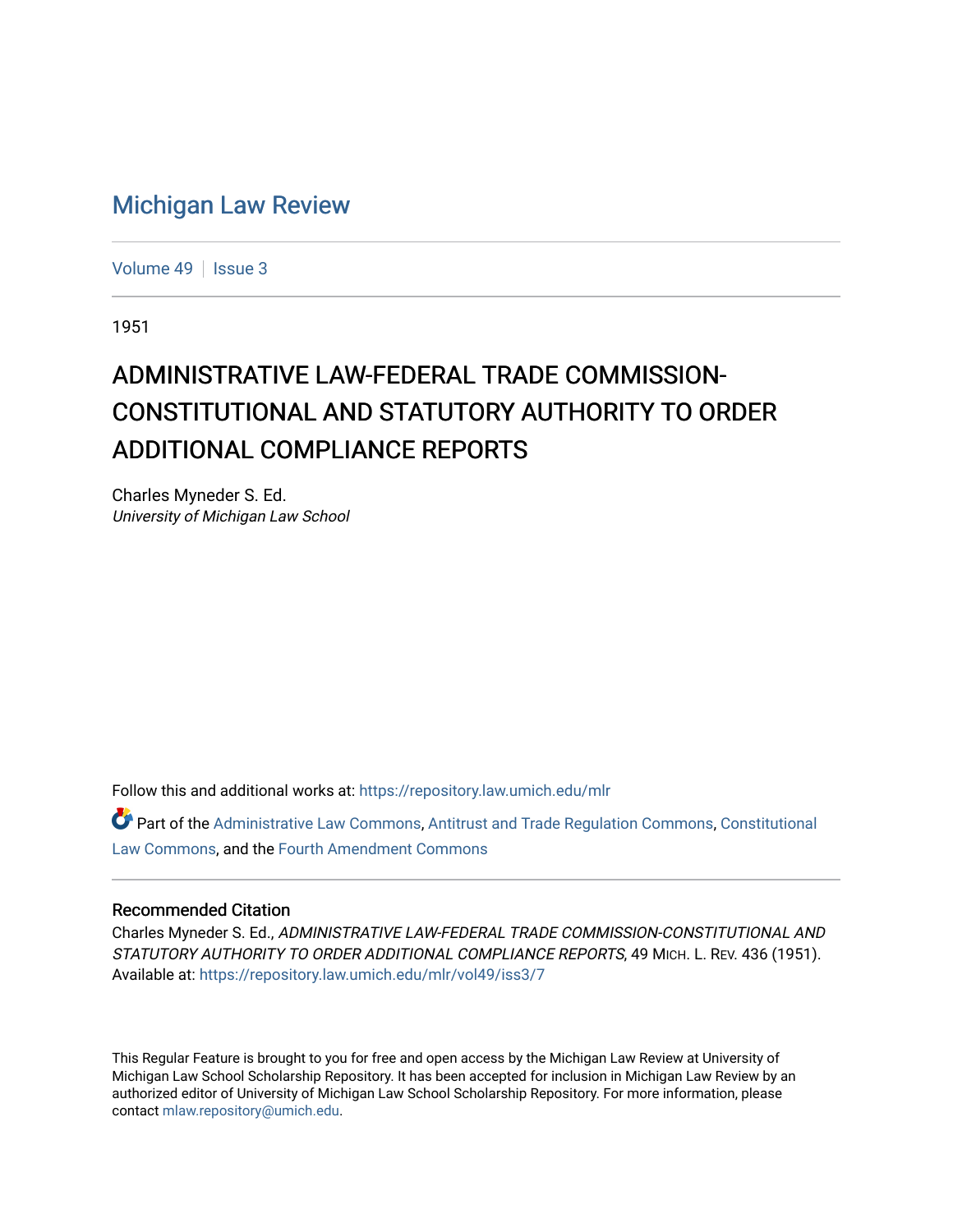# Michigan Law Review

Volume 49 | Issue 3

1951

## ADMINISTRATIVE LAW-FEDERAL TRADE COMMISSION-CONSTITUTIONAL AND STATUTORY AUTHORITY TO ORDER ADDITIONAL COMPLIANCE REPORTS

Charles Myneder S. Ed.
*University of Michigan Law School*

Follow this and additional works at: https://repository.law.umich.edu/mlr

Part of the Administrative Law Commons, Antitrust and Trade Regulation Commons, Constitutional Law Commons, and the Fourth Amendment Commons

### Recommended Citation

Charles Myneder S. Ed., *ADMINISTRATIVE LAW-FEDERAL TRADE COMMISSION-CONSTITUTIONAL AND STATUTORY AUTHORITY TO ORDER ADDITIONAL COMPLIANCE REPORTS*, 49 MICH. L. REV. 436 (1951).
Available at: https://repository.law.umich.edu/mlr/vol49/iss3/7

This Regular Feature is brought to you for free and open access by the Michigan Law Review at University of Michigan Law School Scholarship Repository. It has been accepted for inclusion in Michigan Law Review by an authorized editor of University of Michigan Law School Scholarship Repository. For more information, please contact mlaw.repository@umich.edu.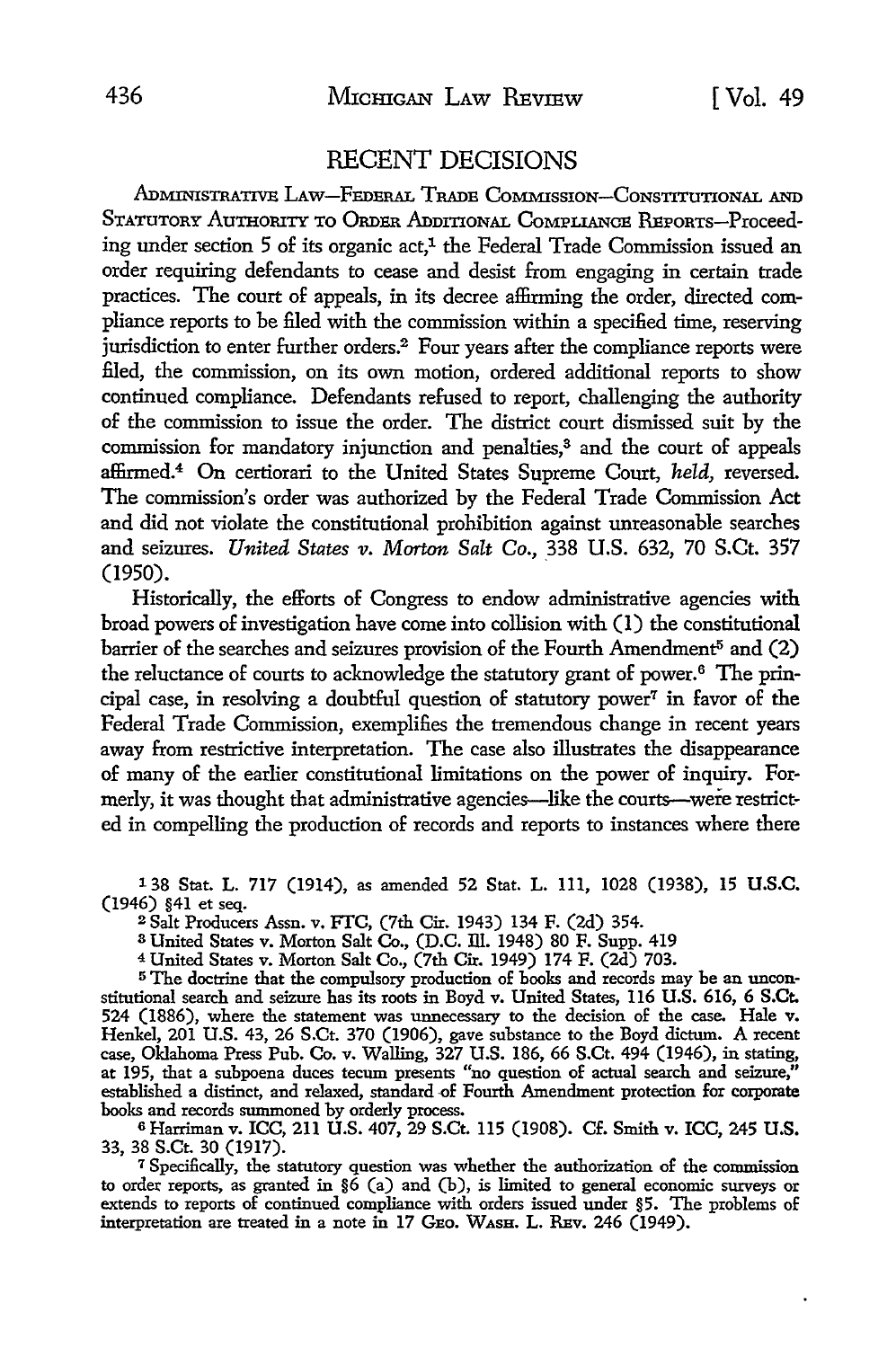## RECENT DECISIONS

ADMINISTRATIVE LAW—FEDERAL TRADE COMMISSION—CONSTITUTIONAL AND STATUTORY AUTHORITY TO ORDER ADDITIONAL COMPLIANCE REPORTS—Proceeding under section 5 of its organic act,[1] the Federal Trade Commission issued an order requiring defendants to cease and desist from engaging in certain trade practices. The court of appeals, in its decree affirming the order, directed compliance reports to be filed with the commission within a specified time, reserving jurisdiction to enter further orders.[2] Four years after the compliance reports were filed, the commission, on its own motion, ordered additional reports to show continued compliance. Defendants refused to report, challenging the authority of the commission to issue the order. The district court dismissed suit by the commission for mandatory injunction and penalties,[3] and the court of appeals affirmed.[4] On certiorari to the United States Supreme Court, *held,* reversed. The commission's order was authorized by the Federal Trade Commission Act and did not violate the constitutional prohibition against unreasonable searches and seizures. *United States v. Morton Salt Co.,* 338 U.S. 632, 70 S.Ct. 357 (1950).

Historically, the efforts of Congress to endow administrative agencies with broad powers of investigation have come into collision with (1) the constitutional barrier of the searches and seizures provision of the Fourth Amendment[5] and (2) the reluctance of courts to acknowledge the statutory grant of power.[6] The principal case, in resolving a doubtful question of statutory power[7] in favor of the Federal Trade Commission, exemplifies the tremendous change in recent years away from restrictive interpretation. The case also illustrates the disappearance of many of the earlier constitutional limitations on the power of inquiry. Formerly, it was thought that administrative agencies—like the courts—were restricted in compelling the production of records and reports to instances where there

---

[1] 38 Stat. L. 717 (1914), as amended 52 Stat. L. 111, 1028 (1938), 15 U.S.C. (1946) §41 et seq.

[2] Salt Producers Assn. v. FTC, (7th Cir. 1943) 134 F. (2d) 354.

[3] United States v. Morton Salt Co., (D.C. Ill. 1948) 80 F. Supp. 419

[4] United States v. Morton Salt Co., (7th Cir. 1949) 174 F. (2d) 703.

[5] The doctrine that the compulsory production of books and records may be an unconstitutional search and seizure has its roots in Boyd v. United States, 116 U.S. 616, 6 S.Ct. 524 (1886), where the statement was unnecessary to the decision of the case. Hale v. Henkel, 201 U.S. 43, 26 S.Ct. 370 (1906), gave substance to the Boyd dictum. A recent case, Oklahoma Press Pub. Co. v. Walling, 327 U.S. 186, 66 S.Ct. 494 (1946), in stating, at 195, that a subpoena duces tecum presents "no question of actual search and seizure," established a distinct, and relaxed, standard of Fourth Amendment protection for corporate books and records summoned by orderly process.

[6] Harriman v. ICC, 211 U.S. 407, 29 S.Ct. 115 (1908). Cf. Smith v. ICC, 245 U.S. 33, 38 S.Ct. 30 (1917).

[7] Specifically, the statutory question was whether the authorization of the commission to order reports, as granted in §6 (a) and (b), is limited to general economic surveys or extends to reports of continued compliance with orders issued under §5. The problems of interpretation are treated in a note in 17 GEO. WASH. L. REV. 246 (1949).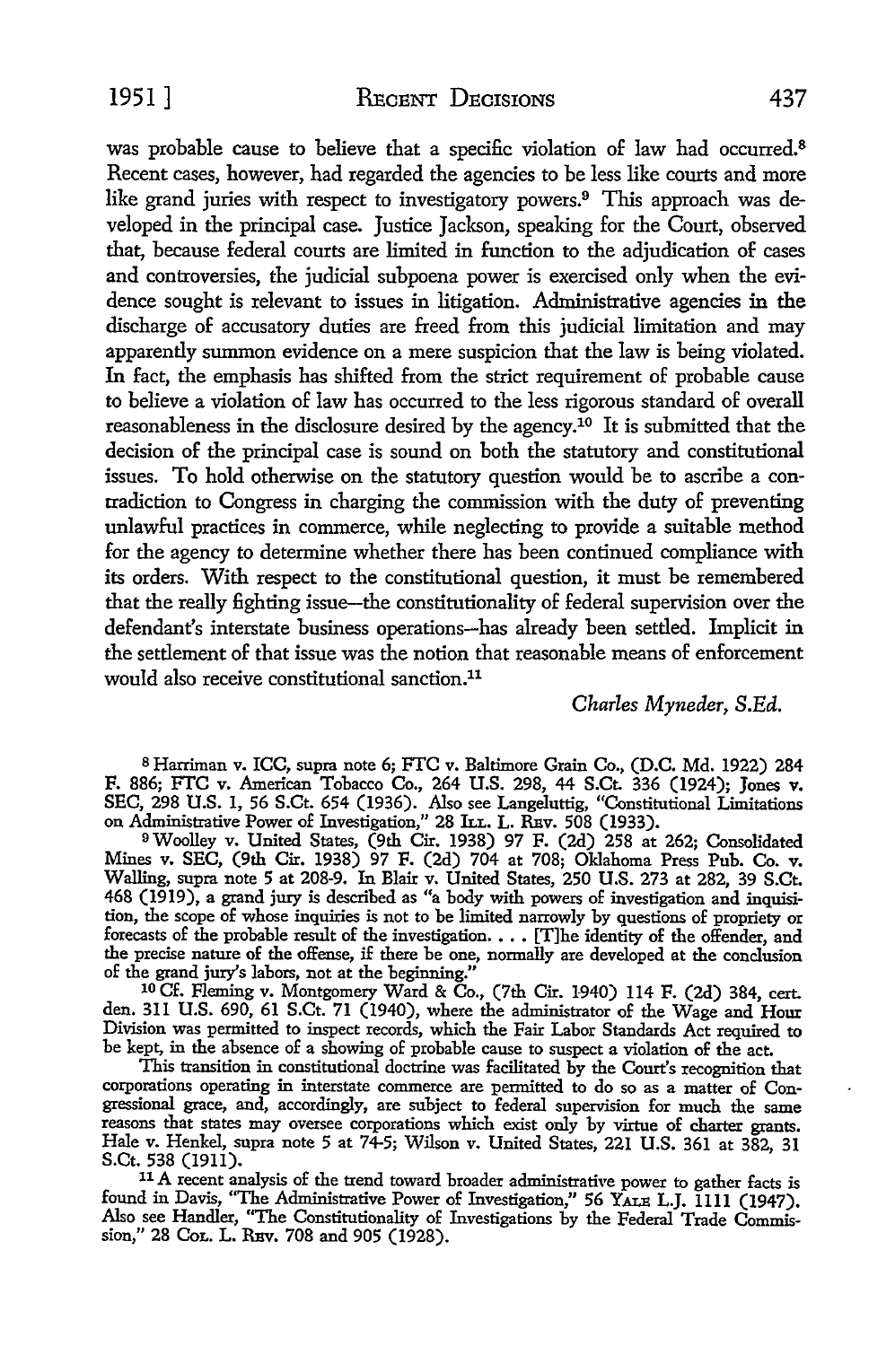was probable cause to believe that a specific violation of law had occurred.[8] Recent cases, however, had regarded the agencies to be less like courts and more like grand juries with respect to investigatory powers.[9] This approach was developed in the principal case. Justice Jackson, speaking for the Court, observed that, because federal courts are limited in function to the adjudication of cases and controversies, the judicial subpoena power is exercised only when the evidence sought is relevant to issues in litigation. Administrative agencies in the discharge of accusatory duties are freed from this judicial limitation and may apparently summon evidence on a mere suspicion that the law is being violated. In fact, the emphasis has shifted from the strict requirement of probable cause to believe a violation of law has occurred to the less rigorous standard of overall reasonableness in the disclosure desired by the agency.[10] It is submitted that the decision of the principal case is sound on both the statutory and constitutional issues. To hold otherwise on the statutory question would be to ascribe a contradiction to Congress in charging the commission with the duty of preventing unlawful practices in commerce, while neglecting to provide a suitable method for the agency to determine whether there has been continued compliance with its orders. With respect to the constitutional question, it must be remembered that the really fighting issue—the constitutionality of federal supervision over the defendant's interstate business operations—has already been settled. Implicit in the settlement of that issue was the notion that reasonable means of enforcement would also receive constitutional sanction.[11]

*Charles Myneder, S.Ed.*

---

[8] Harriman v. ICC, supra note 6; FTC v. Baltimore Grain Co., (D.C. Md. 1922) 284 F. 886; FTC v. American Tobacco Co., 264 U.S. 298, 44 S.Ct. 336 (1924); Jones v. SEC, 298 U.S. 1, 56 S.Ct. 654 (1936). Also see Langeluttig, "Constitutional Limitations on Administrative Power of Investigation," 28 ILL. L. REV. 508 (1933).

[9] Woolley v. United States, (9th Cir. 1938) 97 F. (2d) 258 at 262; Consolidated Mines v. SEC, (9th Cir. 1938) 97 F. (2d) 704 at 708; Oklahoma Press Pub. Co. v. Walling, supra note 5 at 208-9. In Blair v. United States, 250 U.S. 273 at 282, 39 S.Ct. 468 (1919), a grand jury is described as "a body with powers of investigation and inquisition, the scope of whose inquiries is not to be limited narrowly by questions of propriety or forecasts of the probable result of the investigation. . . . [T]he identity of the offender, and the precise nature of the offense, if there be one, normally are developed at the conclusion of the grand jury's labors, not at the beginning."

[10] Cf. Fleming v. Montgomery Ward & Co., (7th Cir. 1940) 114 F. (2d) 384, cert. den. 311 U.S. 690, 61 S.Ct. 71 (1940), where the administrator of the Wage and Hour Division was permitted to inspect records, which the Fair Labor Standards Act required to be kept, in the absence of a showing of probable cause to suspect a violation of the act.

This transition in constitutional doctrine was facilitated by the Court's recognition that corporations operating in interstate commerce are permitted to do so as a matter of Congressional grace, and, accordingly, are subject to federal supervision for much the same reasons that states may oversee corporations which exist only by virtue of charter grants. Hale v. Henkel, supra note 5 at 74-5; Wilson v. United States, 221 U.S. 361 at 382, 31 S.Ct. 538 (1911).

[11] A recent analysis of the trend toward broader administrative power to gather facts is found in Davis, "The Administrative Power of Investigation," 56 YALE L.J. 1111 (1947). Also see Handler, "The Constitutionality of Investigations by the Federal Trade Commission," 28 COL. L. REV. 708 and 905 (1928).